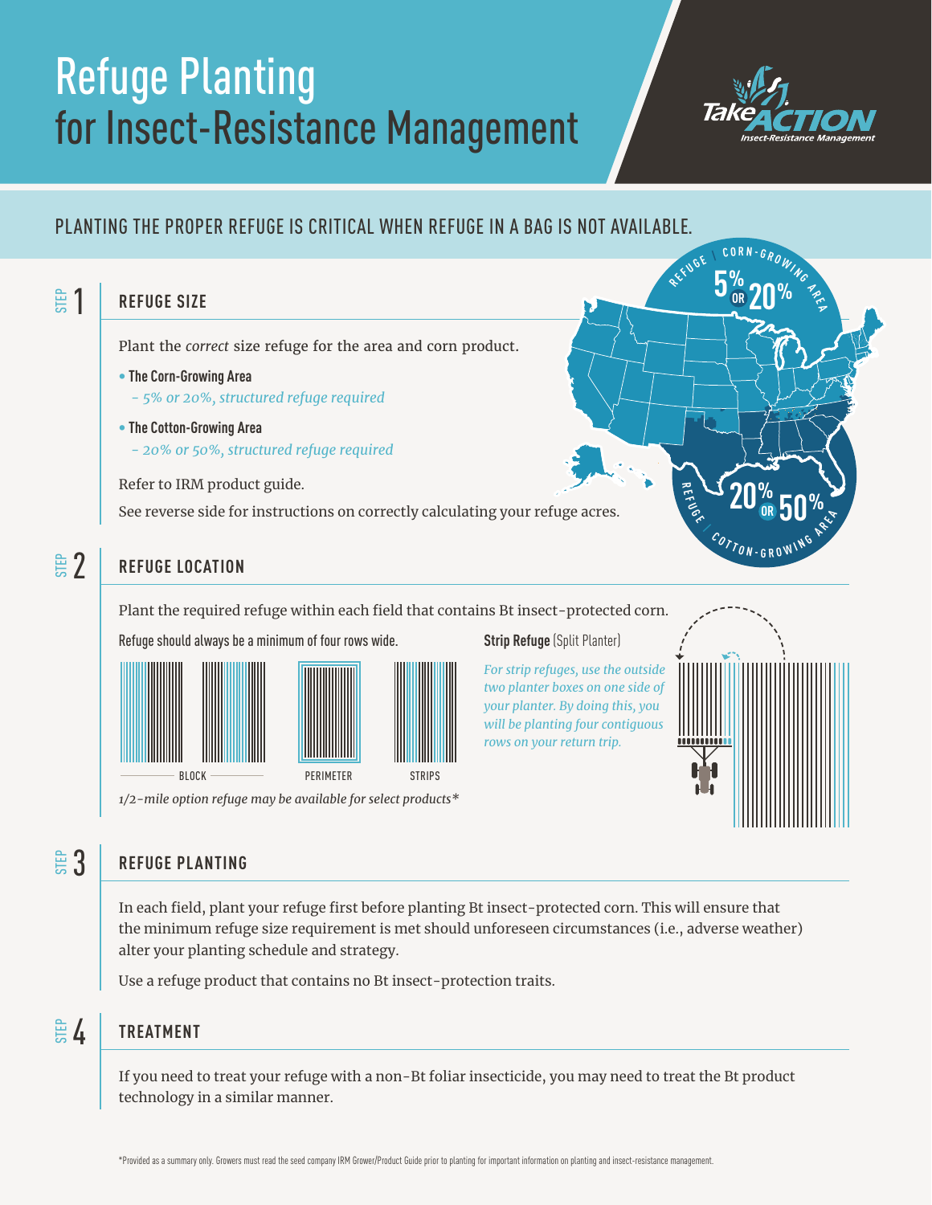# Refuge Planting for Insect-Resistance Management

Take ACTION Insect-Resistance Management

## PLANTING THE PROPER REFUGE IS CRITICAL WHEN REFUGE IN A BAG IS NOT AVAILABLE.

REFUGE | CORN-GROWING AREA: 5% OR 20%

REFUGE | COTTON-GROWING AREA: 20% OR 50%

### STEP 1 — REFUGE SIZE

Plant the *correct* size refuge for the area and corn product.

- **The Corn-Growing Area**
  - *5% or 20%, structured refuge required*
- **The Cotton-Growing Area**
  - *20% or 50%, structured refuge required*

Refer to IRM product guide.

See reverse side for instructions on correctly calculating your refuge acres.

### STEP 2 — REFUGE LOCATION

Plant the required refuge within each field that contains Bt insect-protected corn.

Refuge should always be a minimum of four rows wide.

BLOCK — PERIMETER — STRIPS

*1/2-mile option refuge may be available for select products**

**Strip Refuge** (Split Planter)

*For strip refuges, use the outside two planter boxes on one side of your planter. By doing this, you will be planting four contiguous rows on your return trip.*

### STEP 3 — REFUGE PLANTING

In each field, plant your refuge first before planting Bt insect-protected corn. This will ensure that the minimum refuge size requirement is met should unforeseen circumstances (i.e., adverse weather) alter your planting schedule and strategy.

Use a refuge product that contains no Bt insect-protection traits.

### STEP 4 — TREATMENT

If you need to treat your refuge with a non-Bt foliar insecticide, you may need to treat the Bt product technology in a similar manner.

*Provided as a summary only. Growers must read the seed company IRM Grower/Product Guide prior to planting for important information on planting and insect-resistance management.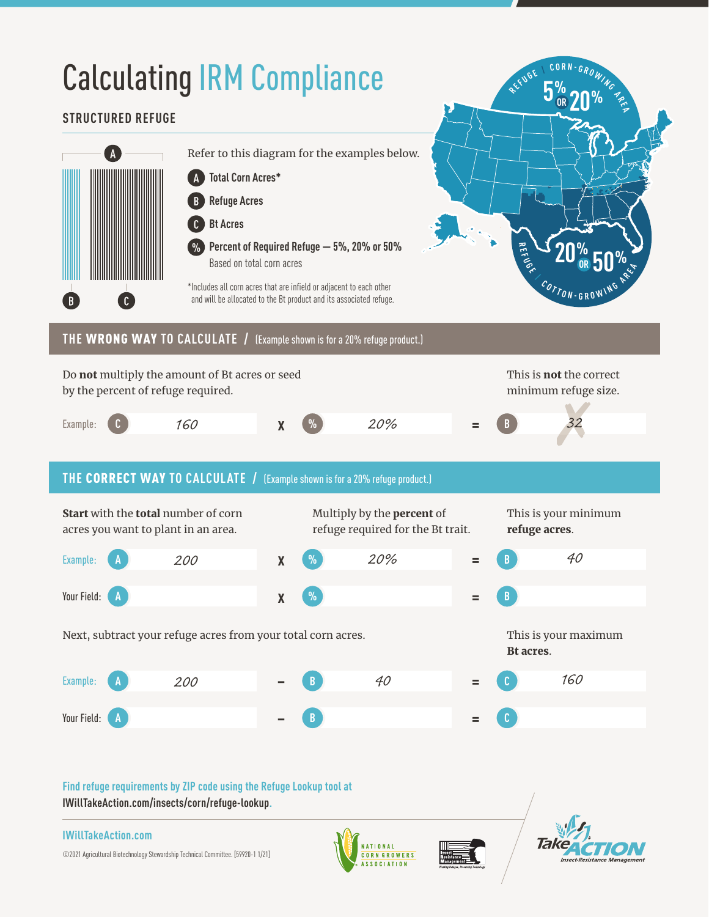# Calculating IRM Compliance

## STRUCTURED REFUGE

A

B C

Refer to this diagram for the examples below.

- **A** Total Corn Acres*
- **B** Refuge Acres
- **C** Bt Acres
- **%** Percent of Required Refuge — 5%, 20% or 50%
  Based on total corn acres

*Includes all corn acres that are infield or adjacent to each other and will be allocated to the Bt product and its associated refuge.

REFUGE | CORN-GROWING AREA
5% OR 20%

REFUGE | COTTON-GROWING AREA
20% OR 50%

## THE WRONG WAY TO CALCULATE / (Example shown is for a 20% refuge product.)

Do **not** multiply the amount of Bt acres or seed by the percent of refuge required.

This is **not** the correct minimum refuge size.

Example: C 160 x % 20% = B ~~32~~

## THE CORRECT WAY TO CALCULATE / (Example shown is for a 20% refuge product.)

**Start** with the **total** number of corn acres you want to plant in an area.

Multiply by the **percent** of refuge required for the Bt trait.

This is your minimum **refuge acres**.

Example: A 200 x % 20% = B 40

Your Field: A ______ x % ______ = B ______

Next, subtract your refuge acres from your total corn acres.

This is your maximum **Bt acres**.

Example: A 200 – B 40 = C 160

Your Field: A ______ – B ______ = C ______

Find refuge requirements by ZIP code using the Refuge Lookup tool at
IWillTakeAction.com/insects/corn/refuge-lookup.

IWillTakeAction.com

©2021 Agricultural Biotechnology Stewardship Technical Committee. [59920-1 1/21]

NATIONAL CORN GROWERS ASSOCIATION

Insect Resistance Management — Planting Refuges, Preserving Technology

Take ACTION Insect-Resistance Management